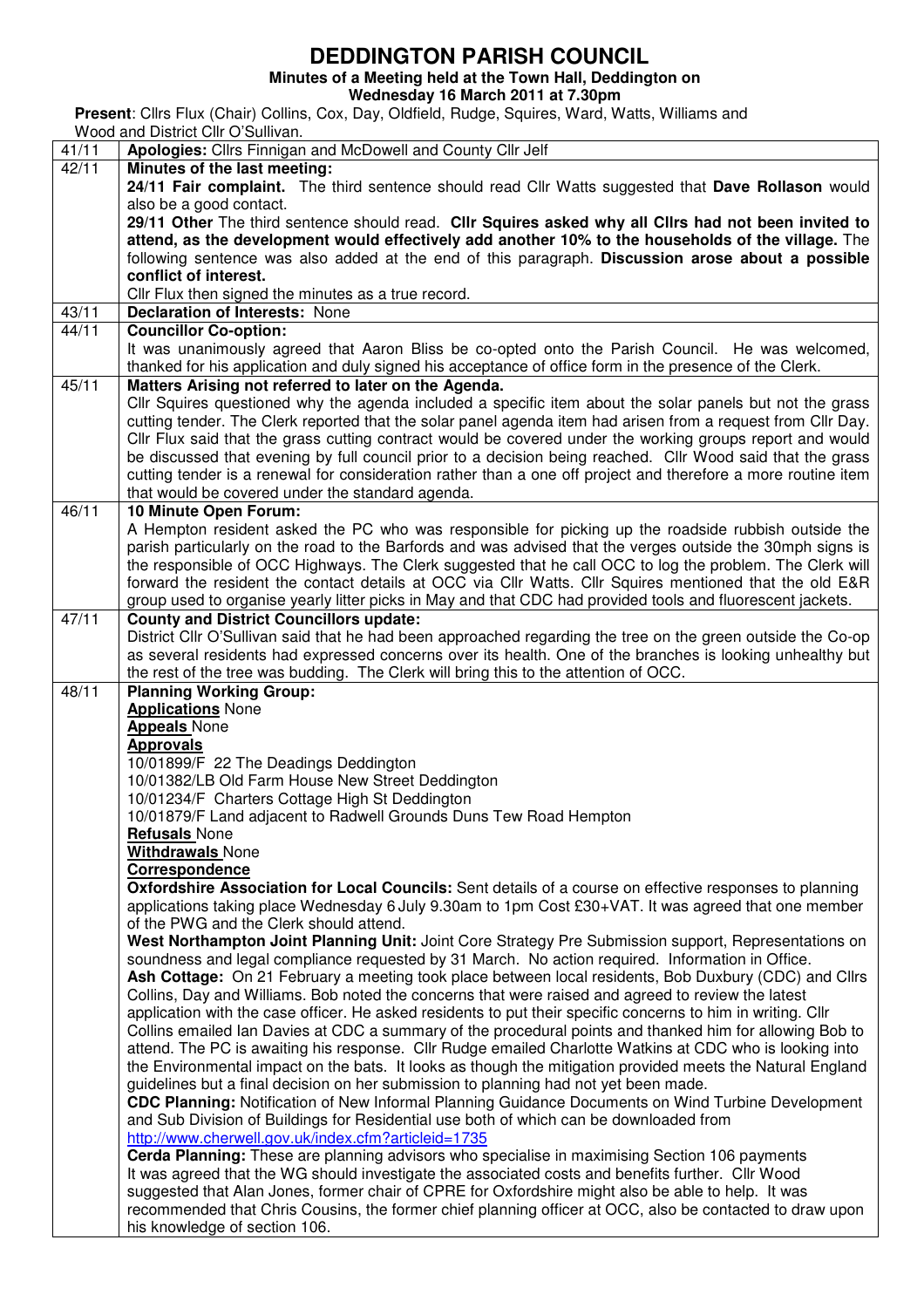# DEDDINGTON PARISH COUNCIL

**Minutes of a Meeting held at the Town Hall, Deddington on**
**Wednesday 16 March 2011 at 7.30pm**

**Present**: Cllrs Flux (Chair) Collins, Cox, Day, Oldfield, Rudge, Squires, Ward, Watts, Williams and Wood and District Cllr O'Sullivan.

| | |
|---|---|
| 41/11 | **Apologies:** Cllrs Finnigan and McDowell and County Cllr Jelf |
| 42/11 | **Minutes of the last meeting:**<br>**24/11 Fair complaint.** The third sentence should read Cllr Watts suggested that **Dave Rollason** would also be a good contact.<br>**29/11 Other** The third sentence should read. **Cllr Squires asked why all Cllrs had not been invited to attend, as the development would effectively add another 10% to the households of the village.** The following sentence was also added at the end of this paragraph. **Discussion arose about a possible conflict of interest.**<br>Cllr Flux then signed the minutes as a true record. |
| 43/11 | **Declaration of Interests:** None |
| 44/11 | **Councillor Co-option:**<br>It was unanimously agreed that Aaron Bliss be co-opted onto the Parish Council. He was welcomed, thanked for his application and duly signed his acceptance of office form in the presence of the Clerk. |
| 45/11 | **Matters Arising not referred to later on the Agenda.**<br>Cllr Squires questioned why the agenda included a specific item about the solar panels but not the grass cutting tender. The Clerk reported that the solar panel agenda item had arisen from a request from Cllr Day. Cllr Flux said that the grass cutting contract would be covered under the working groups report and would be discussed that evening by full council prior to a decision being reached. Cllr Wood said that the grass cutting tender is a renewal for consideration rather than a one off project and therefore a more routine item that would be covered under the standard agenda. |
| 46/11 | **10 Minute Open Forum:**<br>A Hempton resident asked the PC who was responsible for picking up the roadside rubbish outside the parish particularly on the road to the Barfords and was advised that the verges outside the 30mph signs is the responsible of OCC Highways. The Clerk suggested that he call OCC to log the problem. The Clerk will forward the resident the contact details at OCC via Cllr Watts. Cllr Squires mentioned that the old E&R group used to organise yearly litter picks in May and that CDC had provided tools and fluorescent jackets. |
| 47/11 | **County and District Councillors update:**<br>District Cllr O'Sullivan said that he had been approached regarding the tree on the green outside the Co-op as several residents had expressed concerns over its health. One of the branches is looking unhealthy but the rest of the tree was budding. The Clerk will bring this to the attention of OCC. |
| 48/11 | **Planning Working Group:**<br>**<u>Applications</u>** None<br>**<u>Appeals</u>** None<br>**<u>Approvals</u>**<br>10/01899/F 22 The Deadings Deddington<br>10/01382/LB Old Farm House New Street Deddington<br>10/01234/F Charters Cottage High St Deddington<br>10/01879/F Land adjacent to Radwell Grounds Duns Tew Road Hempton<br>**<u>Refusals</u>** None<br>**<u>Withdrawals</u>** None<br>**<u>Correspondence</u>**<br>**Oxfordshire Association for Local Councils:** Sent details of a course on effective responses to planning applications taking place Wednesday 6 July 9.30am to 1pm Cost £30+VAT. It was agreed that one member of the PWG and the Clerk should attend.<br>**West Northampton Joint Planning Unit:** Joint Core Strategy Pre Submission support, Representations on soundness and legal compliance requested by 31 March. No action required. Information in Office.<br>**Ash Cottage:** On 21 February a meeting took place between local residents, Bob Duxbury (CDC) and Cllrs Collins, Day and Williams. Bob noted the concerns that were raised and agreed to review the latest application with the case officer. He asked residents to put their specific concerns to him in writing. Cllr Collins emailed Ian Davies at CDC a summary of the procedural points and thanked him for allowing Bob to attend. The PC is awaiting his response. Cllr Rudge emailed Charlotte Watkins at CDC who is looking into the Environmental impact on the bats. It looks as though the mitigation provided meets the Natural England guidelines but a final decision on her submission to planning had not yet been made.<br>**CDC Planning:** Notification of New Informal Planning Guidance Documents on Wind Turbine Development and Sub Division of Buildings for Residential use both of which can be downloaded from http://www.cherwell.gov.uk/index.cfm?articleid=1735<br>**Cerda Planning:** These are planning advisors who specialise in maximising Section 106 payments It was agreed that the WG should investigate the associated costs and benefits further. Cllr Wood suggested that Alan Jones, former chair of CPRE for Oxfordshire might also be able to help. It was recommended that Chris Cousins, the former chief planning officer at OCC, also be contacted to draw upon his knowledge of section 106. |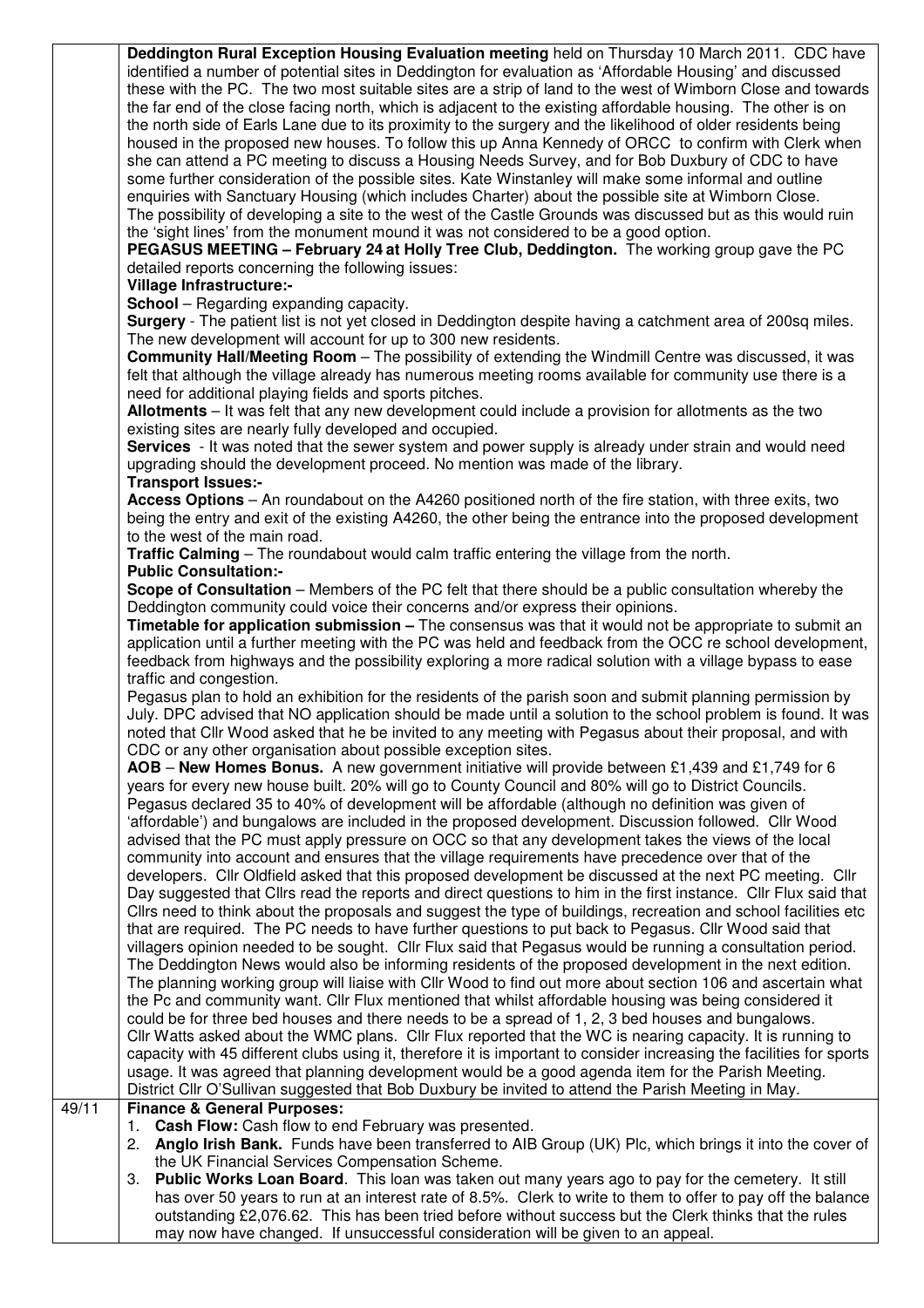| | |
|---|---|
| | **Deddington Rural Exception Housing Evaluation meeting** held on Thursday 10 March 2011. CDC have identified a number of potential sites in Deddington for evaluation as 'Affordable Housing' and discussed these with the PC. The two most suitable sites are a strip of land to the west of Wimborn Close and towards the far end of the close facing north, which is adjacent to the existing affordable housing. The other is on the north side of Earls Lane due to its proximity to the surgery and the likelihood of older residents being housed in the proposed new houses. To follow this up Anna Kennedy of ORCC to confirm with Clerk when she can attend a PC meeting to discuss a Housing Needs Survey, and for Bob Duxbury of CDC to have some further consideration of the possible sites. Kate Winstanley will make some informal and outline enquiries with Sanctuary Housing (which includes Charter) about the possible site at Wimborn Close. The possibility of developing a site to the west of the Castle Grounds was discussed but as this would ruin the 'sight lines' from the monument mound it was not considered to be a good option.<br>**PEGASUS MEETING – February 24 at Holly Tree Club, Deddington.** The working group gave the PC detailed reports concerning the following issues:<br>**Village Infrastructure:-**<br>**School** – Regarding expanding capacity.<br>**Surgery** - The patient list is not yet closed in Deddington despite having a catchment area of 200sq miles. The new development will account for up to 300 new residents.<br>**Community Hall/Meeting Room** – The possibility of extending the Windmill Centre was discussed, it was felt that although the village already has numerous meeting rooms available for community use there is a need for additional playing fields and sports pitches.<br>**Allotments** – It was felt that any new development could include a provision for allotments as the two existing sites are nearly fully developed and occupied.<br>**Services** - It was noted that the sewer system and power supply is already under strain and would need upgrading should the development proceed. No mention was made of the library.<br>**Transport Issues:-**<br>**Access Options** – An roundabout on the A4260 positioned north of the fire station, with three exits, two being the entry and exit of the existing A4260, the other being the entrance into the proposed development to the west of the main road.<br>**Traffic Calming** – The roundabout would calm traffic entering the village from the north.<br>**Public Consultation:-**<br>**Scope of Consultation** – Members of the PC felt that there should be a public consultation whereby the Deddington community could voice their concerns and/or express their opinions.<br>**Timetable for application submission –** The consensus was that it would not be appropriate to submit an application until a further meeting with the PC was held and feedback from the OCC re school development, feedback from highways and the possibility exploring a more radical solution with a village bypass to ease traffic and congestion.<br>Pegasus plan to hold an exhibition for the residents of the parish soon and submit planning permission by July. DPC advised that NO application should be made until a solution to the school problem is found. It was noted that Cllr Wood asked that he be invited to any meeting with Pegasus about their proposal, and with CDC or any other organisation about possible exception sites.<br>**AOB** – **New Homes Bonus.** A new government initiative will provide between £1,439 and £1,749 for 6 years for every new house built. 20% will go to County Council and 80% will go to District Councils. Pegasus declared 35 to 40% of development will be affordable (although no definition was given of 'affordable') and bungalows are included in the proposed development. Discussion followed. Cllr Wood advised that the PC must apply pressure on OCC so that any development takes the views of the local community into account and ensures that the village requirements have precedence over that of the developers. Cllr Oldfield asked that this proposed development be discussed at the next PC meeting. Cllr Day suggested that Cllrs read the reports and direct questions to him in the first instance. Cllr Flux said that Cllrs need to think about the proposals and suggest the type of buildings, recreation and school facilities etc that are required. The PC needs to have further questions to put back to Pegasus. Cllr Wood said that villagers opinion needed to be sought. Cllr Flux said that Pegasus would be running a consultation period. The Deddington News would also be informing residents of the proposed development in the next edition. The planning working group will liaise with Cllr Wood to find out more about section 106 and ascertain what the Pc and community want. Cllr Flux mentioned that whilst affordable housing was being considered it could be for three bed houses and there needs to be a spread of 1, 2, 3 bed houses and bungalows. Cllr Watts asked about the WMC plans. Cllr Flux reported that the WC is nearing capacity. It is running to capacity with 45 different clubs using it, therefore it is important to consider increasing the facilities for sports usage. It was agreed that planning development would be a good agenda item for the Parish Meeting. District Cllr O'Sullivan suggested that Bob Duxbury be invited to attend the Parish Meeting in May. |
| 49/11 | **Finance & General Purposes:**<br>1. **Cash Flow:** Cash flow to end February was presented.<br>2. **Anglo Irish Bank.** Funds have been transferred to AIB Group (UK) Plc, which brings it into the cover of the UK Financial Services Compensation Scheme.<br>3. **Public Works Loan Board**. This loan was taken out many years ago to pay for the cemetery. It still has over 50 years to run at an interest rate of 8.5%. Clerk to write to them to offer to pay off the balance outstanding £2,076.62. This has been tried before without success but the Clerk thinks that the rules may now have changed. If unsuccessful consideration will be given to an appeal. |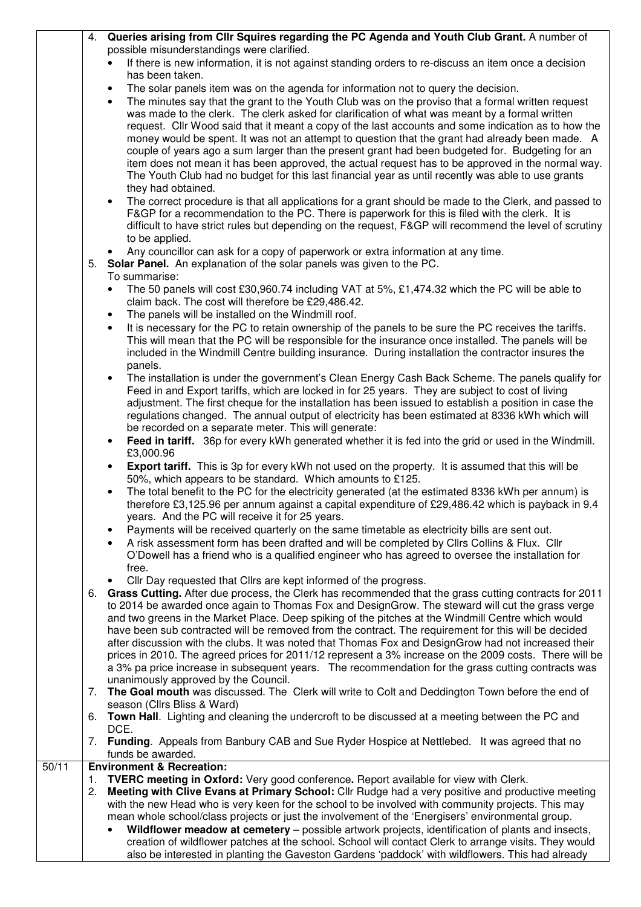4. **Queries arising from Cllr Squires regarding the PC Agenda and Youth Club Grant.** A number of possible misunderstandings were clarified.
   - If there is new information, it is not against standing orders to re-discuss an item once a decision has been taken.
   - The solar panels item was on the agenda for information not to query the decision.
   - The minutes say that the grant to the Youth Club was on the proviso that a formal written request was made to the clerk. The clerk asked for clarification of what was meant by a formal written request. Cllr Wood said that it meant a copy of the last accounts and some indication as to how the money would be spent. It was not an attempt to question that the grant had already been made. A couple of years ago a sum larger than the present grant had been budgeted for. Budgeting for an item does not mean it has been approved, the actual request has to be approved in the normal way. The Youth Club had no budget for this last financial year as until recently was able to use grants they had obtained.
   - The correct procedure is that all applications for a grant should be made to the Clerk, and passed to F&GP for a recommendation to the PC. There is paperwork for this is filed with the clerk. It is difficult to have strict rules but depending on the request, F&GP will recommend the level of scrutiny to be applied.
   - Any councillor can ask for a copy of paperwork or extra information at any time.
5. **Solar Panel.** An explanation of the solar panels was given to the PC.
   To summarise:
   - The 50 panels will cost £30,960.74 including VAT at 5%, £1,474.32 which the PC will be able to claim back. The cost will therefore be £29,486.42.
   - The panels will be installed on the Windmill roof.
   - It is necessary for the PC to retain ownership of the panels to be sure the PC receives the tariffs. This will mean that the PC will be responsible for the insurance once installed. The panels will be included in the Windmill Centre building insurance. During installation the contractor insures the panels.
   - The installation is under the government's Clean Energy Cash Back Scheme. The panels qualify for Feed in and Export tariffs, which are locked in for 25 years. They are subject to cost of living adjustment. The first cheque for the installation has been issued to establish a position in case the regulations changed. The annual output of electricity has been estimated at 8336 kWh which will be recorded on a separate meter. This will generate:
   - **Feed in tariff.** 36p for every kWh generated whether it is fed into the grid or used in the Windmill. £3,000.96
   - **Export tariff.** This is 3p for every kWh not used on the property. It is assumed that this will be 50%, which appears to be standard. Which amounts to £125.
   - The total benefit to the PC for the electricity generated (at the estimated 8336 kWh per annum) is therefore £3,125.96 per annum against a capital expenditure of £29,486.42 which is payback in 9.4 years. And the PC will receive it for 25 years.
   - Payments will be received quarterly on the same timetable as electricity bills are sent out.
   - A risk assessment form has been drafted and will be completed by Cllrs Collins & Flux. Cllr O'Dowell has a friend who is a qualified engineer who has agreed to oversee the installation for free.
   - Cllr Day requested that Cllrs are kept informed of the progress.
6. **Grass Cutting.** After due process, the Clerk has recommended that the grass cutting contracts for 2011 to 2014 be awarded once again to Thomas Fox and DesignGrow. The steward will cut the grass verge and two greens in the Market Place. Deep spiking of the pitches at the Windmill Centre which would have been sub contracted will be removed from the contract. The requirement for this will be decided after discussion with the clubs. It was noted that Thomas Fox and DesignGrow had not increased their prices in 2010. The agreed prices for 2011/12 represent a 3% increase on the 2009 costs. There will be a 3% pa price increase in subsequent years. The recommendation for the grass cutting contracts was unanimously approved by the Council.
7. **The Goal mouth** was discussed. The Clerk will write to Colt and Deddington Town before the end of season (Cllrs Bliss & Ward)
6. **Town Hall**. Lighting and cleaning the undercroft to be discussed at a meeting between the PC and DCE.
7. **Funding**. Appeals from Banbury CAB and Sue Ryder Hospice at Nettlebed. It was agreed that no funds be awarded.

**50/11 Environment & Recreation:**

1. **TVERC meeting in Oxford:** Very good conference**.** Report available for view with Clerk.
2. **Meeting with Clive Evans at Primary School:** Cllr Rudge had a very positive and productive meeting with the new Head who is very keen for the school to be involved with community projects. This may mean whole school/class projects or just the involvement of the 'Energisers' environmental group.
   - **Wildflower meadow at cemetery** – possible artwork projects, identification of plants and insects, creation of wildflower patches at the school. School will contact Clerk to arrange visits. They would also be interested in planting the Gaveston Gardens 'paddock' with wildflowers. This had already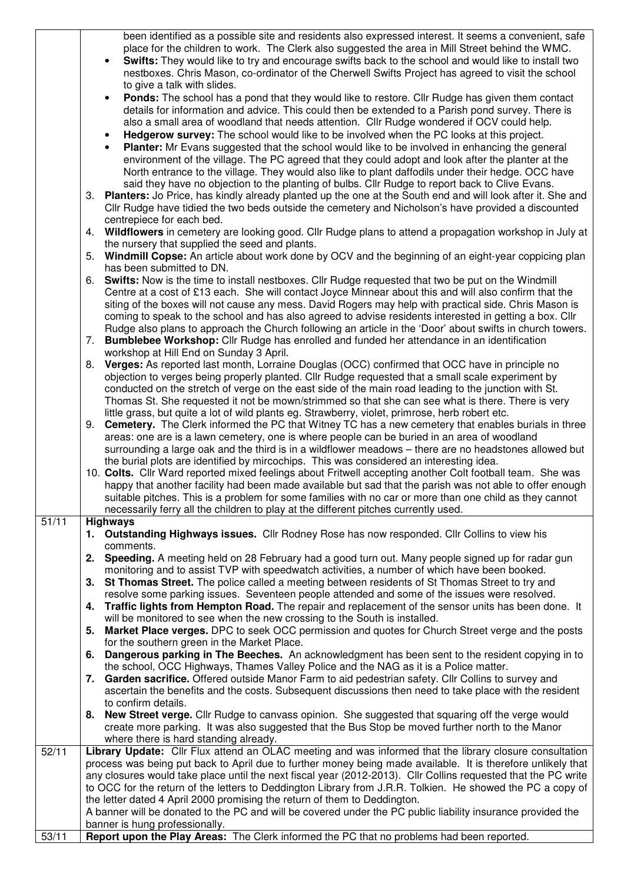| | |
|---|---|
| | been identified as a possible site and residents also expressed interest. It seems a convenient, safe place for the children to work. The Clerk also suggested the area in Mill Street behind the WMC.<br>• **Swifts:** They would like to try and encourage swifts back to the school and would like to install two nestboxes. Chris Mason, co-ordinator of the Cherwell Swifts Project has agreed to visit the school to give a talk with slides.<br>• **Ponds:** The school has a pond that they would like to restore. Cllr Rudge has given them contact details for information and advice. This could then be extended to a Parish pond survey. There is also a small area of woodland that needs attention. Cllr Rudge wondered if OCV could help.<br>• **Hedgerow survey:** The school would like to be involved when the PC looks at this project.<br>• **Planter:** Mr Evans suggested that the school would like to be involved in enhancing the general environment of the village. The PC agreed that they could adopt and look after the planter at the North entrance to the village. They would also like to plant daffodils under their hedge. OCC have said they have no objection to the planting of bulbs. Cllr Rudge to report back to Clive Evans.<br>3. **Planters:** Jo Price, has kindly already planted up the one at the South end and will look after it. She and Cllr Rudge have tidied the two beds outside the cemetery and Nicholson's have provided a discounted centrepiece for each bed.<br>4. **Wildflowers** in cemetery are looking good. Cllr Rudge plans to attend a propagation workshop in July at the nursery that supplied the seed and plants.<br>5. **Windmill Copse:** An article about work done by OCV and the beginning of an eight-year coppicing plan has been submitted to DN.<br>6. **Swifts:** Now is the time to install nestboxes. Cllr Rudge requested that two be put on the Windmill Centre at a cost of £13 each. She will contact Joyce Minnear about this and will also confirm that the siting of the boxes will not cause any mess. David Rogers may help with practical side. Chris Mason is coming to speak to the school and has also agreed to advise residents interested in getting a box. Cllr Rudge also plans to approach the Church following an article in the 'Door' about swifts in church towers.<br>7. **Bumblebee Workshop:** Cllr Rudge has enrolled and funded her attendance in an identification workshop at Hill End on Sunday 3 April.<br>8. **Verges:** As reported last month, Lorraine Douglas (OCC) confirmed that OCC have in principle no objection to verges being properly planted. Cllr Rudge requested that a small scale experiment by conducted on the stretch of verge on the east side of the main road leading to the junction with St. Thomas St. She requested it not be mown/strimmed so that she can see what is there. There is very little grass, but quite a lot of wild plants eg. Strawberry, violet, primrose, herb robert etc.<br>9. **Cemetery.** The Clerk informed the PC that Witney TC has a new cemetery that enables burials in three areas: one are is a lawn cemetery, one is where people can be buried in an area of woodland surrounding a large oak and the third is in a wildflower meadows – there are no headstones allowed but the burial plots are identified by mircochips. This was considered an interesting idea.<br>10. **Colts.** Cllr Ward reported mixed feelings about Fritwell accepting another Colt football team. She was happy that another facility had been made available but sad that the parish was not able to offer enough suitable pitches. This is a problem for some families with no car or more than one child as they cannot necessarily ferry all the children to play at the different pitches currently used. |
| 51/11 | **Highways**<br>1. **Outstanding Highways issues.** Cllr Rodney Rose has now responded. Cllr Collins to view his comments.<br>2. **Speeding.** A meeting held on 28 February had a good turn out. Many people signed up for radar gun monitoring and to assist TVP with speedwatch activities, a number of which have been booked.<br>3. **St Thomas Street.** The police called a meeting between residents of St Thomas Street to try and resolve some parking issues. Seventeen people attended and some of the issues were resolved.<br>4. **Traffic lights from Hempton Road.** The repair and replacement of the sensor units has been done. It will be monitored to see when the new crossing to the South is installed.<br>5. **Market Place verges.** DPC to seek OCC permission and quotes for Church Street verge and the posts for the southern green in the Market Place.<br>6. **Dangerous parking in The Beeches.** An acknowledgment has been sent to the resident copying in to the school, OCC Highways, Thames Valley Police and the NAG as it is a Police matter.<br>7. **Garden sacrifice.** Offered outside Manor Farm to aid pedestrian safety. Cllr Collins to survey and ascertain the benefits and the costs. Subsequent discussions then need to take place with the resident to confirm details.<br>8. **New Street verge.** Cllr Rudge to canvass opinion. She suggested that squaring off the verge would create more parking. It was also suggested that the Bus Stop be moved further north to the Manor where there is hard standing already. |
| 52/11 | **Library Update:** Cllr Flux attend an OLAC meeting and was informed that the library closure consultation process was being put back to April due to further money being made available. It is therefore unlikely that any closures would take place until the next fiscal year (2012-2013). Cllr Collins requested that the PC write to OCC for the return of the letters to Deddington Library from J.R.R. Tolkien. He showed the PC a copy of the letter dated 4 April 2000 promising the return of them to Deddington.<br>A banner will be donated to the PC and will be covered under the PC public liability insurance provided the banner is hung professionally. |
| 53/11 | **Report upon the Play Areas:** The Clerk informed the PC that no problems had been reported. |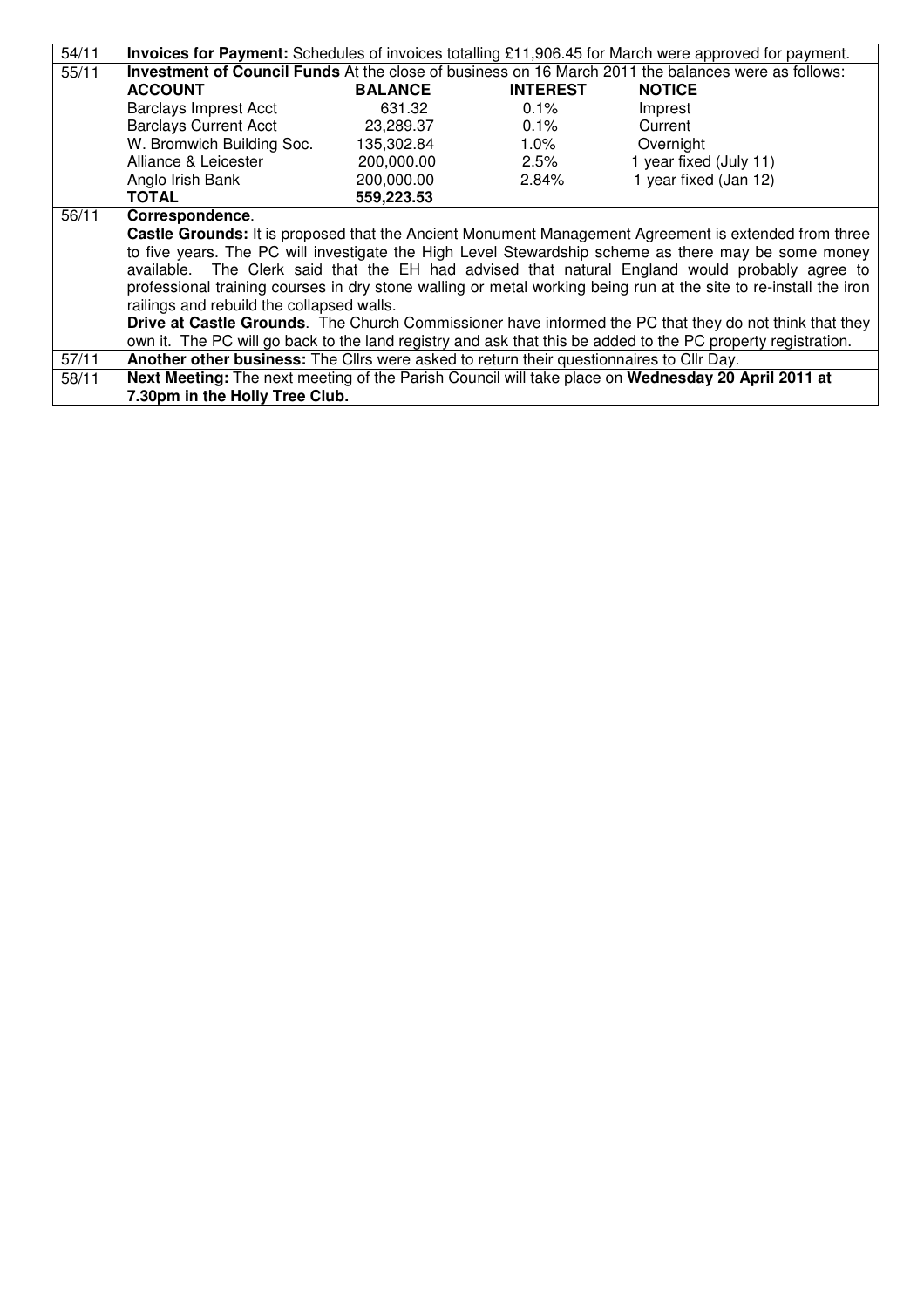| | |
|---|---|
| 54/11 | **Invoices for Payment:** Schedules of invoices totalling £11,906.45 for March were approved for payment. |
| 55/11 | **Investment of Council Funds** At the close of business on 16 March 2011 the balances were as follows: |

| ACCOUNT | BALANCE | INTEREST | NOTICE |
|---|---|---|---|
| Barclays Imprest Acct | 631.32 | 0.1% | Imprest |
| Barclays Current Acct | 23,289.37 | 0.1% | Current |
| W. Bromwich Building Soc. | 135,302.84 | 1.0% | Overnight |
| Alliance & Leicester | 200,000.00 | 2.5% | 1 year fixed (July 11) |
| Anglo Irish Bank | 200,000.00 | 2.84% | 1 year fixed (Jan 12) |
| **TOTAL** | **559,223.53** | | |

56/11 **Correspondence**.

**Castle Grounds:** It is proposed that the Ancient Monument Management Agreement is extended from three to five years. The PC will investigate the High Level Stewardship scheme as there may be some money available. The Clerk said that the EH had advised that natural England would probably agree to professional training courses in dry stone walling or metal working being run at the site to re-install the iron railings and rebuild the collapsed walls.

**Drive at Castle Grounds**. The Church Commissioner have informed the PC that they do not think that they own it. The PC will go back to the land registry and ask that this be added to the PC property registration.

57/11 **Another other business:** The Cllrs were asked to return their questionnaires to Cllr Day.

58/11 **Next Meeting:** The next meeting of the Parish Council will take place on **Wednesday 20 April 2011 at 7.30pm in the Holly Tree Club.**